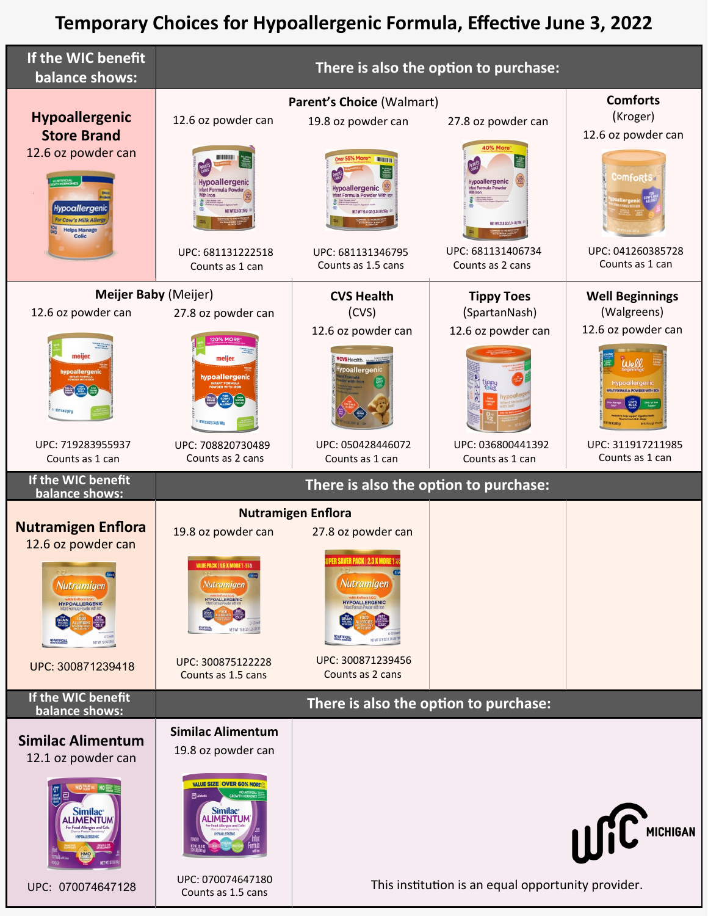# Temporary Choices for Hypoallergenic Formula, Effective June 3, 2022

| If the WIC benefit balance shows: | There is also the option to purchase: | | | |
|---|---|---|---|---|
| **Hypoallergenic Store Brand** 12.6 oz powder can | **Parent's Choice** (Walmart) 12.6 oz powder can UPC: 681131222518 Counts as 1 can | **Parent's Choice** (Walmart) 19.8 oz powder can UPC: 681131346795 Counts as 1.5 cans | **Parent's Choice** (Walmart) 27.8 oz powder can UPC: 681131406734 Counts as 2 cans | **Comforts** (Kroger) 12.6 oz powder can UPC: 041260385728 Counts as 1 can |
| | **Meijer Baby** (Meijer) 12.6 oz powder can UPC: 719283955937 Counts as 1 can | **Meijer Baby** (Meijer) 27.8 oz powder can UPC: 708820730489 Counts as 2 cans | **CVS Health** (CVS) 12.6 oz powder can UPC: 050428446072 Counts as 1 can | **Tippy Toes** (SpartanNash) 12.6 oz powder can UPC: 036800441392 Counts as 1 can |
| | **Well Beginnings** (Walgreens) 12.6 oz powder can UPC: 311917211985 Counts as 1 can | | | |

| If the WIC benefit balance shows: | There is also the option to purchase: | |
|---|---|---|
| **Nutramigen Enflora** 12.6 oz powder can UPC: 300871239418 | **Nutramigen Enflora** 19.8 oz powder can UPC: 300875122228 Counts as 1.5 cans | **Nutramigen Enflora** 27.8 oz powder can UPC: 300871239456 Counts as 2 cans |

| If the WIC benefit balance shows: | There is also the option to purchase: |
|---|---|
| **Similac Alimentum** 12.1 oz powder can UPC: 070074647128 | **Similac Alimentum** 19.8 oz powder can UPC: 070074647180 Counts as 1.5 cans |

WIC MICHIGAN

This institution is an equal opportunity provider.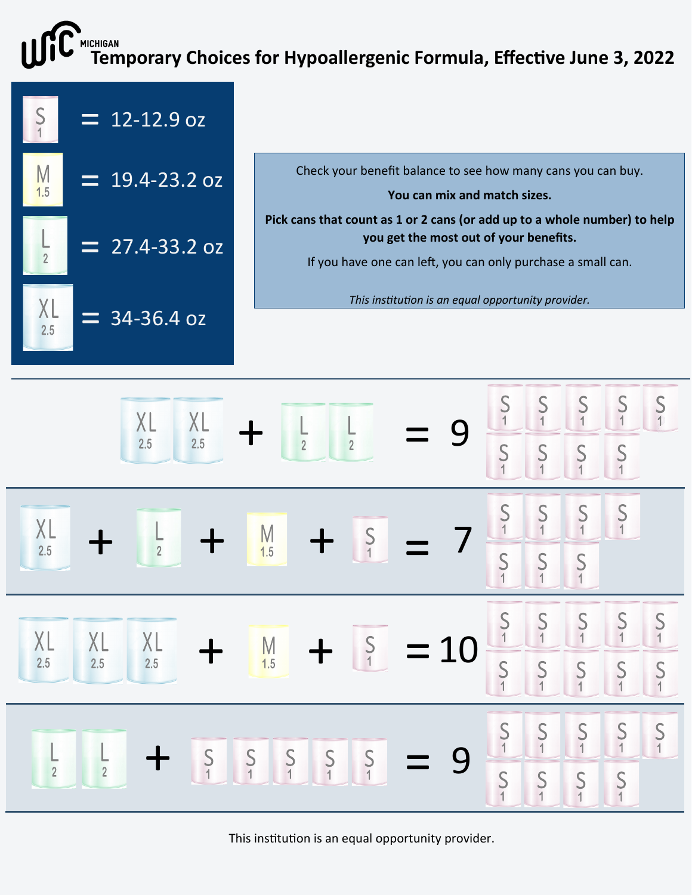# WIC Michigan — Temporary Choices for Hypoallergenic Formula, Effective June 3, 2022

| Can | Counts as | Size |
|---|---|---|
| S | 1 | 12-12.9 oz |
| M | 1.5 | 19.4-23.2 oz |
| L | 2 | 27.4-33.2 oz |
| XL | 2.5 | 34-36.4 oz |

Check your benefit balance to see how many cans you can buy.

**You can mix and match sizes.**

**Pick cans that count as 1 or 2 cans (or add up to a whole number) to help you get the most out of your benefits.**

If you have one can left, you can only purchase a small can.

*This institution is an equal opportunity provider.*

XL 2.5 XL 2.5 + L 2 L 2 = 9 (S 1 × 9)

XL 2.5 + L 2 + M 1.5 + S 1 = 7 (S 1 × 7)

XL 2.5 XL 2.5 XL 2.5 + M 1.5 + S 1 = 10 (S 1 × 10)

L 2 L 2 + S 1 S 1 S 1 S 1 S 1 = 9 (S 1 × 9)

This institution is an equal opportunity provider.